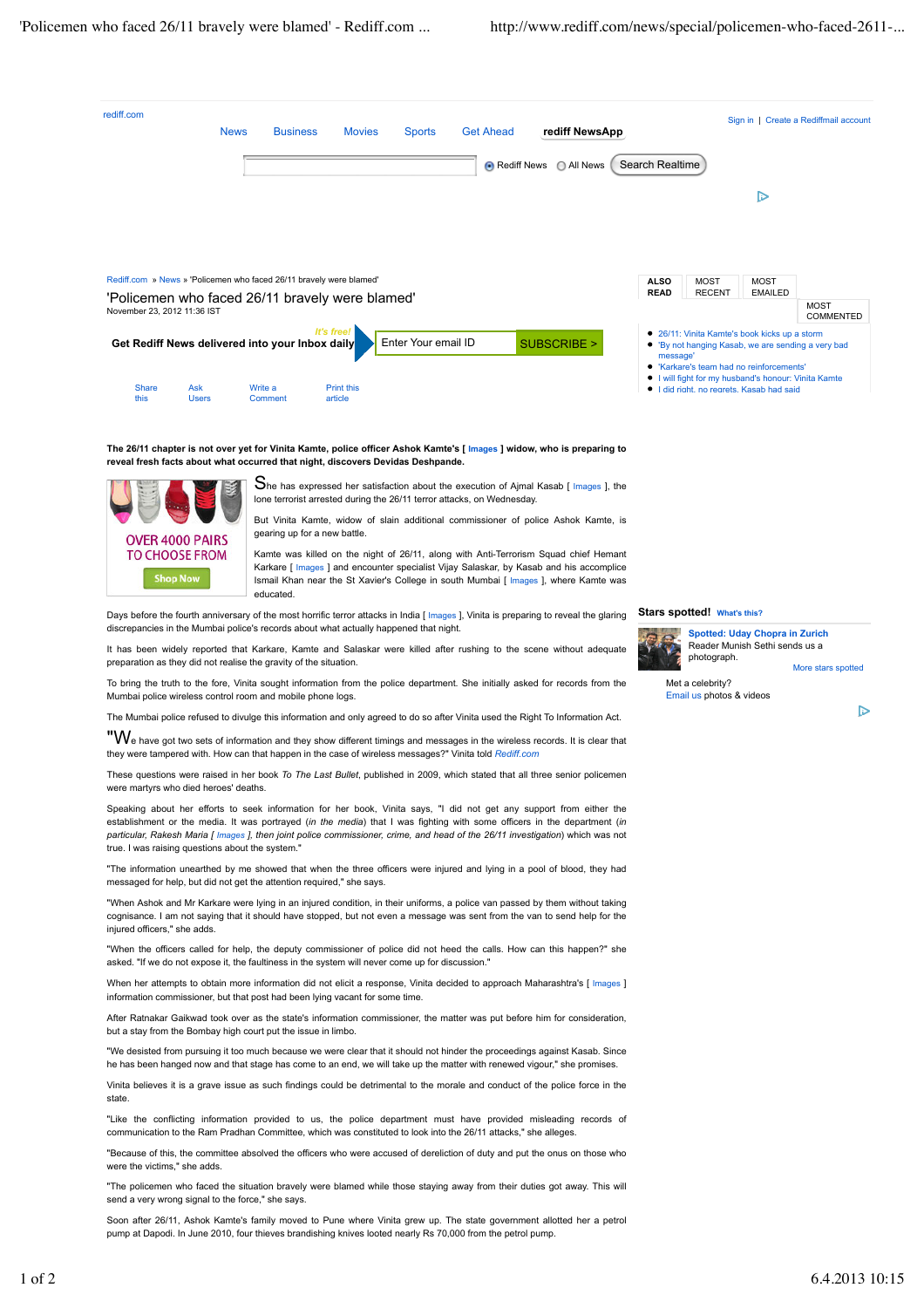rediff.com

News Business Movies Sports Get Ahead **rediff NewsApp**

Sign in | Create a Rediffmail account

Rediff News All News Search Realtime

Rediff.com » News » 'Policemen who faced 26/11 bravely were blamed'

# 'Policemen who faced 26/11 bravely were blamed'

November 23, 2012 11:36 IST

*It's free!*

**Get Rediff News delivered into your Inbox daily** Enter Your email ID SUBSCRIBE >

Share this | Ask Users | Write a Comment | Print this article

**The 26/11 chapter is not over yet for Vinita Kamte, police officer Ashok Kamte's [ Images ] widow, who is preparing to reveal fresh facts about what occurred that night, discovers Devidas Deshpande.**

OVER 4000 PAIRS TO CHOOSE FROM

Shop Now

She has expressed her satisfaction about the execution of Ajmal Kasab [ Images ], the lone terrorist arrested during the 26/11 terror attacks, on Wednesday.

But Vinita Kamte, widow of slain additional commissioner of police Ashok Kamte, is gearing up for a new battle.

Kamte was killed on the night of 26/11, along with Anti-Terrorism Squad chief Hemant Karkare [ Images ] and encounter specialist Vijay Salaskar, by Kasab and his accomplice Ismail Khan near the St Xavier's College in south Mumbai [ Images ], where Kamte was educated.

Days before the fourth anniversary of the most horrific terror attacks in India [ Images ], Vinita is preparing to reveal the glaring discrepancies in the Mumbai police's records about what actually happened that night.

It has been widely reported that Karkare, Kamte and Salaskar were killed after rushing to the scene without adequate preparation as they did not realise the gravity of the situation.

To bring the truth to the fore, Vinita sought information from the police department. She initially asked for records from the Mumbai police wireless control room and mobile phone logs.

The Mumbai police refused to divulge this information and only agreed to do so after Vinita used the Right To Information Act.

"We have got two sets of information and they show different timings and messages in the wireless records. It is clear that they were tampered with. How can that happen in the case of wireless messages?" Vinita told *Rediff.com*

These questions were raised in her book *To The Last Bullet*, published in 2009, which stated that all three senior policemen were martyrs who died heroes' deaths.

Speaking about her efforts to seek information for her book, Vinita says, "I did not get any support from either the establishment or the media. It was portrayed (*in the media*) that I was fighting with some officers in the department (*in particular, Rakesh Maria [ Images ], then joint police commissioner, crime, and head of the 26/11 investigation*) which was not true. I was raising questions about the system."

"The information unearthed by me showed that when the three officers were injured and lying in a pool of blood, they had messaged for help, but did not get the attention required," she says.

"When Ashok and Mr Karkare were lying in an injured condition, in their uniforms, a police van passed by them without taking cognisance. I am not saying that it should have stopped, but not even a message was sent from the van to send help for the injured officers," she adds.

"When the officers called for help, the deputy commissioner of police did not heed the calls. How can this happen?" she asked. "If we do not expose it, the faultiness in the system will never come up for discussion."

When her attempts to obtain more information did not elicit a response, Vinita decided to approach Maharashtra's [ Images ] information commissioner, but that post had been lying vacant for some time.

After Ratnakar Gaikwad took over as the state's information commissioner, the matter was put before him for consideration, but a stay from the Bombay high court put the issue in limbo.

"We desisted from pursuing it too much because we were clear that it should not hinder the proceedings against Kasab. Since he has been hanged now and that stage has come to an end, we will take up the matter with renewed vigour," she promises.

Vinita believes it is a grave issue as such findings could be detrimental to the morale and conduct of the police force in the state.

"Like the conflicting information provided to us, the police department must have provided misleading records of communication to the Ram Pradhan Committee, which was constituted to look into the 26/11 attacks," she alleges.

"Because of this, the committee absolved the officers who were accused of dereliction of duty and put the onus on those who were the victims," she adds.

"The policemen who faced the situation bravely were blamed while those staying away from their duties got away. This will send a very wrong signal to the force," she says.

Soon after 26/11, Ashok Kamte's family moved to Pune where Vinita grew up. The state government allotted her a petrol pump at Dapodi. In June 2010, four thieves brandishing knives looted nearly Rs 70,000 from the petrol pump.

ALSO READ | MOST RECENT | MOST EMAILED | MOST COMMENTED

- 26/11: Vinita Kamte's book kicks up a storm
- 'By not hanging Kasab, we are sending a very bad message'
- 'Karkare's team had no reinforcements'
- I will fight for my husband's honour: Vinita Kamte
- I did right, no regrets, Kasab had said

**Stars spotted!** What's this?

**Spotted: Uday Chopra in Zurich**
Reader Munish Sethi sends us a photograph.

More stars spotted

Met a celebrity?
Email us photos & videos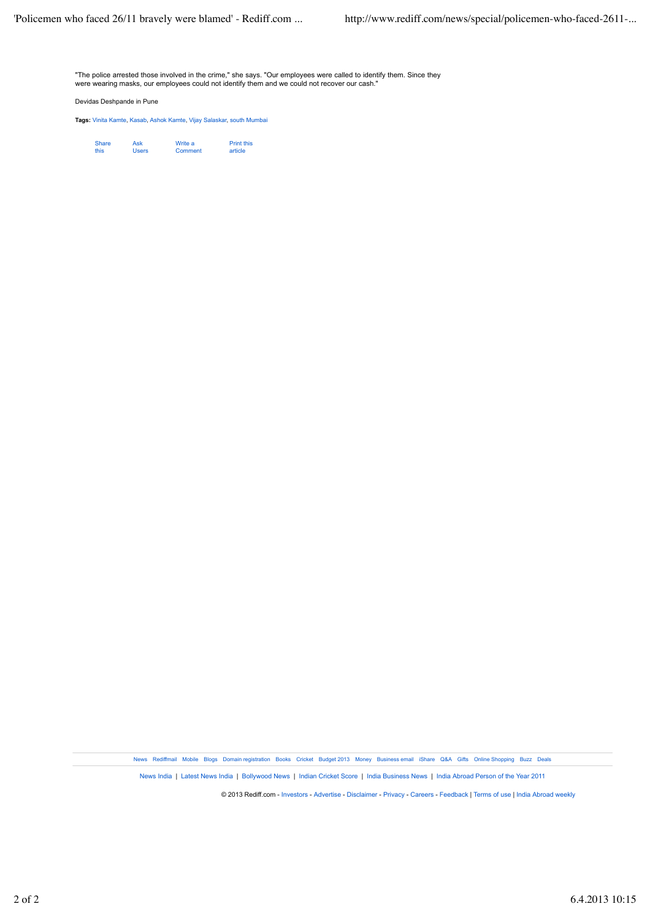"The police arrested those involved in the crime," she says. "Our employees were called to identify them. Since they were wearing masks, our employees could not identify them and we could not recover our cash."

Devidas Deshpande in Pune

**Tags:** Vinita Kamte, Kasab, Ashok Kamte, Vijay Salaskar, south Mumbai

Share this | Ask Users | Write a Comment | Print this article

News Rediffmail Mobile Blogs Domain registration Books Cricket Budget 2013 Money Business email iShare Q&A Gifts Online Shopping Buzz Deals

News India | Latest News India | Bollywood News | Indian Cricket Score | India Business News | India Abroad Person of the Year 2011

© 2013 Rediff.com - Investors - Advertise - Disclaimer - Privacy - Careers - Feedback | Terms of use | India Abroad weekly